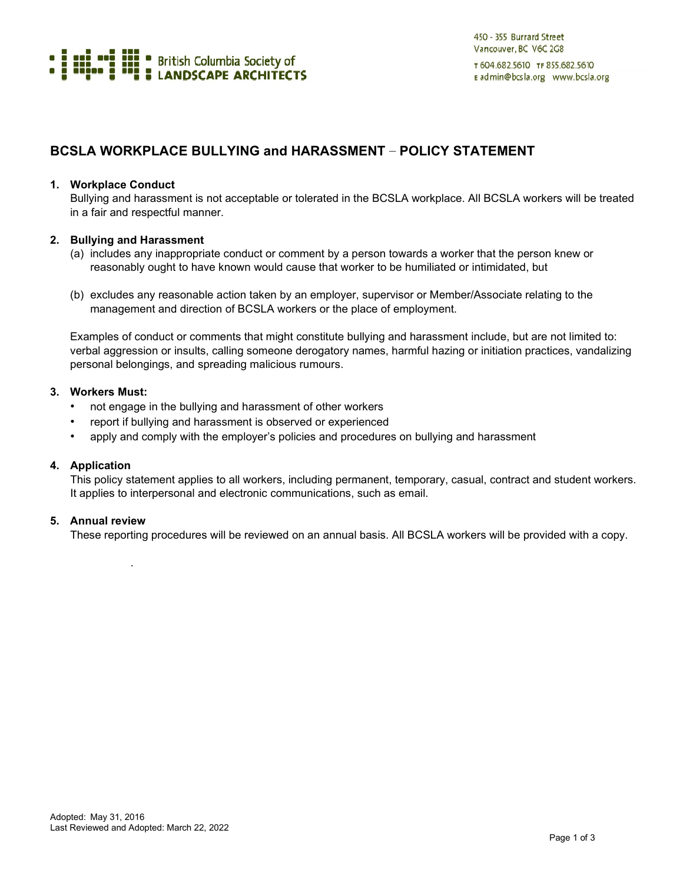British Columbia Society of
LANDSCAPE ARCHITECTS

450 - 355 Burrard Street
Vancouver, BC V6C 2G8
T 604.682.5610 TF 855.682.5610
E admin@bcsla.org www.bcsla.org

# BCSLA WORKPLACE BULLYING and HARASSMENT – POLICY STATEMENT

1. **Workplace Conduct**
   Bullying and harassment is not acceptable or tolerated in the BCSLA workplace. All BCSLA workers will be treated in a fair and respectful manner.

2. **Bullying and Harassment**
   (a) includes any inappropriate conduct or comment by a person towards a worker that the person knew or reasonably ought to have known would cause that worker to be humiliated or intimidated, but

   (b) excludes any reasonable action taken by an employer, supervisor or Member/Associate relating to the management and direction of BCSLA workers or the place of employment.

   Examples of conduct or comments that might constitute bullying and harassment include, but are not limited to: verbal aggression or insults, calling someone derogatory names, harmful hazing or initiation practices, vandalizing personal belongings, and spreading malicious rumours.

3. **Workers Must:**
   - not engage in the bullying and harassment of other workers
   - report if bullying and harassment is observed or experienced
   - apply and comply with the employer's policies and procedures on bullying and harassment

4. **Application**
   This policy statement applies to all workers, including permanent, temporary, casual, contract and student workers. It applies to interpersonal and electronic communications, such as email.

5. **Annual review**
   These reporting procedures will be reviewed on an annual basis. All BCSLA workers will be provided with a copy.

Adopted: May 31, 2016
Last Reviewed and Adopted: March 22, 2022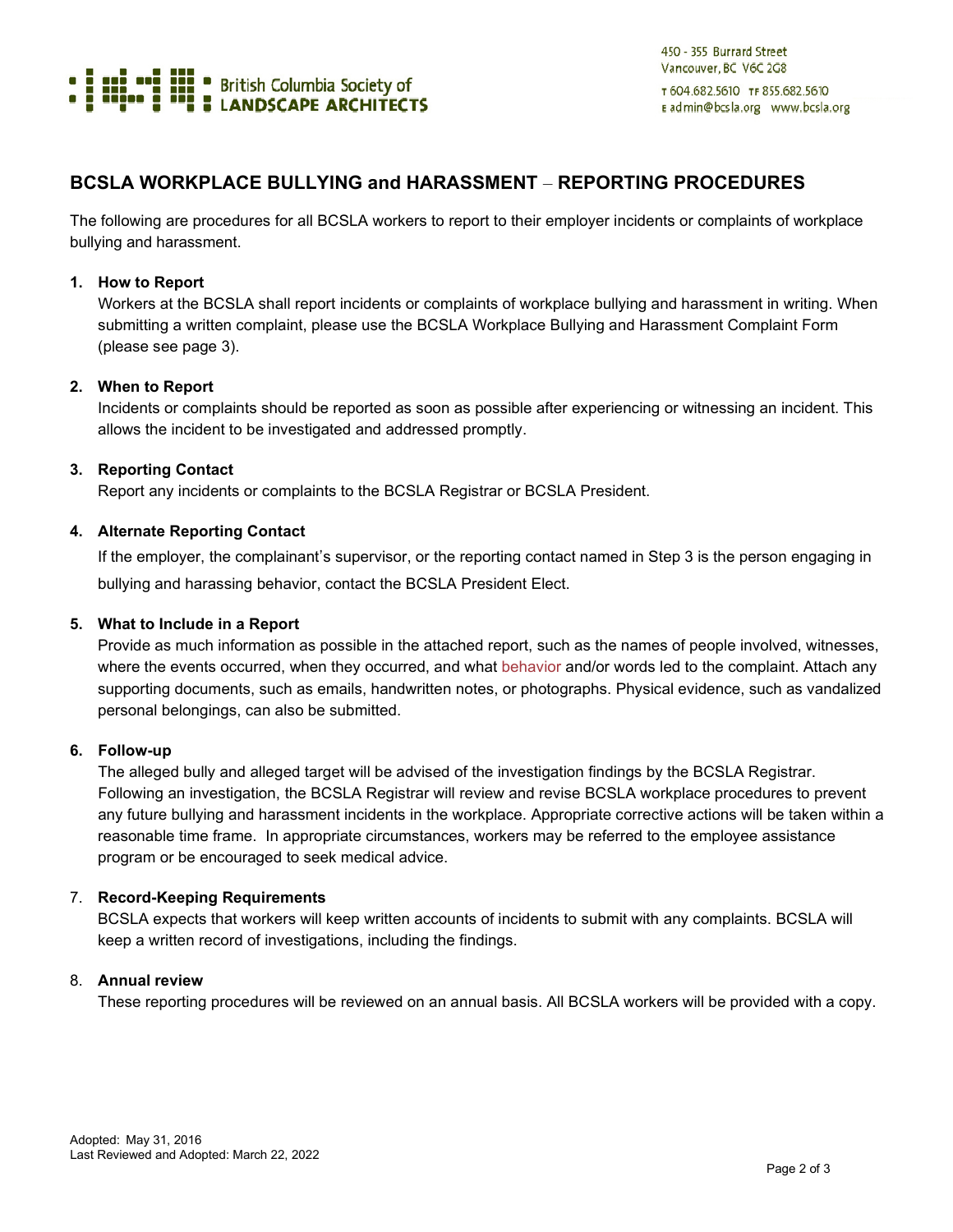British Columbia Society of
LANDSCAPE ARCHITECTS

450 - 355 Burrard Street
Vancouver, BC V6C 2G8
T 604.682.5610 TF 855.682.5610
E admin@bcsla.org www.bcsla.org

## BCSLA WORKPLACE BULLYING and HARASSMENT – REPORTING PROCEDURES

The following are procedures for all BCSLA workers to report to their employer incidents or complaints of workplace bullying and harassment.

1. **How to Report**
   Workers at the BCSLA shall report incidents or complaints of workplace bullying and harassment in writing. When submitting a written complaint, please use the BCSLA Workplace Bullying and Harassment Complaint Form (please see page 3).

2. **When to Report**
   Incidents or complaints should be reported as soon as possible after experiencing or witnessing an incident. This allows the incident to be investigated and addressed promptly.

3. **Reporting Contact**
   Report any incidents or complaints to the BCSLA Registrar or BCSLA President.

4. **Alternate Reporting Contact**
   If the employer, the complainant's supervisor, or the reporting contact named in Step 3 is the person engaging in bullying and harassing behavior, contact the BCSLA President Elect.

5. **What to Include in a Report**
   Provide as much information as possible in the attached report, such as the names of people involved, witnesses, where the events occurred, when they occurred, and what behavior and/or words led to the complaint. Attach any supporting documents, such as emails, handwritten notes, or photographs. Physical evidence, such as vandalized personal belongings, can also be submitted.

6. **Follow-up**
   The alleged bully and alleged target will be advised of the investigation findings by the BCSLA Registrar. Following an investigation, the BCSLA Registrar will review and revise BCSLA workplace procedures to prevent any future bullying and harassment incidents in the workplace. Appropriate corrective actions will be taken within a reasonable time frame. In appropriate circumstances, workers may be referred to the employee assistance program or be encouraged to seek medical advice.

7. **Record-Keeping Requirements**
   BCSLA expects that workers will keep written accounts of incidents to submit with any complaints. BCSLA will keep a written record of investigations, including the findings.

8. **Annual review**
   These reporting procedures will be reviewed on an annual basis. All BCSLA workers will be provided with a copy.

Adopted: May 31, 2016
Last Reviewed and Adopted: March 22, 2022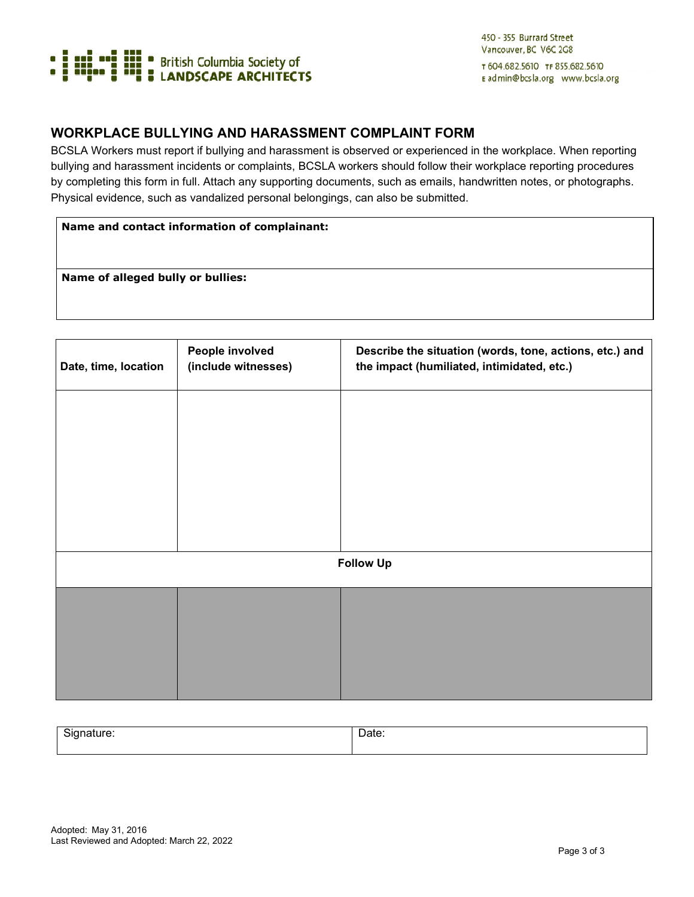British Columbia Society of
LANDSCAPE ARCHITECTS

450 - 355 Burrard Street
Vancouver, BC V6C 2G8
T 604.682.5610 TF 855.682.5610
E admin@bcsla.org www.bcsla.org

## WORKPLACE BULLYING AND HARASSMENT COMPLAINT FORM

BCSLA Workers must report if bullying and harassment is observed or experienced in the workplace. When reporting bullying and harassment incidents or complaints, BCSLA workers should follow their workplace reporting procedures by completing this form in full. Attach any supporting documents, such as emails, handwritten notes, or photographs. Physical evidence, such as vandalized personal belongings, can also be submitted.

| |
|---|
| **Name and contact information of complainant:** |
| **Name of alleged bully or bullies:** |

| Date, time, location | People involved (include witnesses) | Describe the situation (words, tone, actions, etc.) and the impact (humiliated, intimidated, etc.) |
|---|---|---|
| | | |
| **Follow Up** | | |
| | | |

| Signature: | Date: |
|---|---|

Adopted: May 31, 2016
Last Reviewed and Adopted: March 22, 2022